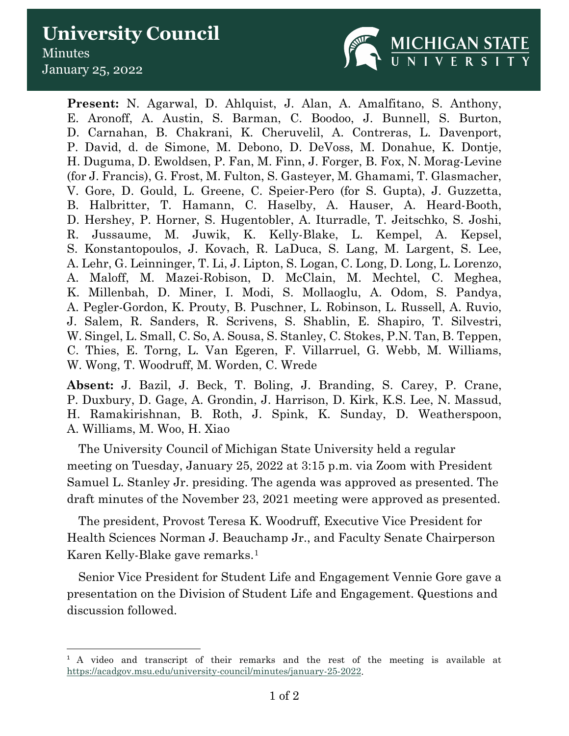# University Council

Minutes

January 25, 2022

**Present:** N. Agarwal, D. Ahlquist, J. Alan, A. Amalfitano, S. Anthony, E. Aronoff, A. Austin, S. Barman, C. Boodoo, J. Bunnell, S. Burton, D. Carnahan, B. Chakrani, K. Cheruvelil, A. Contreras, L. Davenport, P. David, d. de Simone, M. Debono, D. DeVoss, M. Donahue, K. Dontje, H. Duguma, D. Ewoldsen, P. Fan, M. Finn, J. Forger, B. Fox, N. Morag-Levine (for J. Francis), G. Frost, M. Fulton, S. Gasteyer, M. Ghamami, T. Glasmacher, V. Gore, D. Gould, L. Greene, C. Speier-Pero (for S. Gupta), J. Guzzetta, B. Halbritter, T. Hamann, C. Haselby, A. Hauser, A. Heard-Booth, D. Hershey, P. Horner, S. Hugentobler, A. Iturradle, T. Jeitschko, S. Joshi, R. Jussaume, M. Juwik, K. Kelly-Blake, L. Kempel, A. Kepsel, S. Konstantopoulos, J. Kovach, R. LaDuca, S. Lang, M. Largent, S. Lee, A. Lehr, G. Leinninger, T. Li, J. Lipton, S. Logan, C. Long, D. Long, L. Lorenzo, A. Maloff, M. Mazei-Robison, D. McClain, M. Mechtel, C. Meghea, K. Millenbah, D. Miner, I. Modi, S. Mollaoglu, A. Odom, S. Pandya, A. Pegler-Gordon, K. Prouty, B. Puschner, L. Robinson, L. Russell, A. Ruvio, J. Salem, R. Sanders, R. Scrivens, S. Shablin, E. Shapiro, T. Silvestri, W. Singel, L. Small, C. So, A. Sousa, S. Stanley, C. Stokes, P.N. Tan, B. Teppen, C. Thies, E. Torng, L. Van Egeren, F. Villarruel, G. Webb, M. Williams, W. Wong, T. Woodruff, M. Worden, C. Wrede

**Absent:** J. Bazil, J. Beck, T. Boling, J. Branding, S. Carey, P. Crane, P. Duxbury, D. Gage, A. Grondin, J. Harrison, D. Kirk, K.S. Lee, N. Massud, H. Ramakirishnan, B. Roth, J. Spink, K. Sunday, D. Weatherspoon, A. Williams, M. Woo, H. Xiao

The University Council of Michigan State University held a regular meeting on Tuesday, January 25, 2022 at 3:15 p.m. via Zoom with President Samuel L. Stanley Jr. presiding. The agenda was approved as presented. The draft minutes of the November 23, 2021 meeting were approved as presented.

The president, Provost Teresa K. Woodruff, Executive Vice President for Health Sciences Norman J. Beauchamp Jr., and Faculty Senate Chairperson Karen Kelly-Blake gave remarks.[1]

Senior Vice President for Student Life and Engagement Vennie Gore gave a presentation on the Division of Student Life and Engagement. Questions and discussion followed.

[1] A video and transcript of their remarks and the rest of the meeting is available at https://acadgov.msu.edu/university-council/minutes/january-25-2022.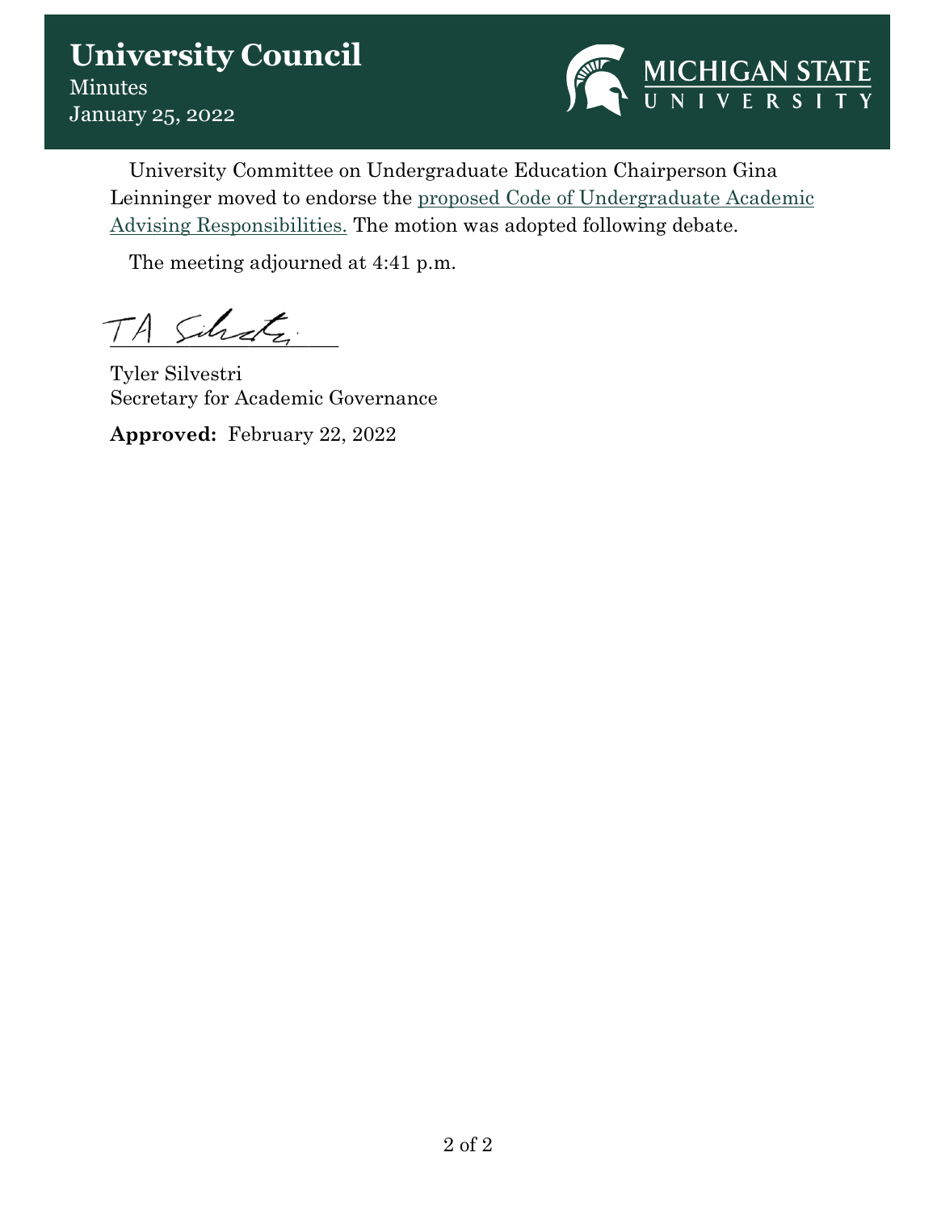University Committee on Undergraduate Education Chairperson Gina Leinninger moved to endorse the proposed Code of Undergraduate Academic Advising Responsibilities. The motion was adopted following debate.

The meeting adjourned at 4:41 p.m.

Tyler Silvestri
Secretary for Academic Governance

**Approved:** February 22, 2022